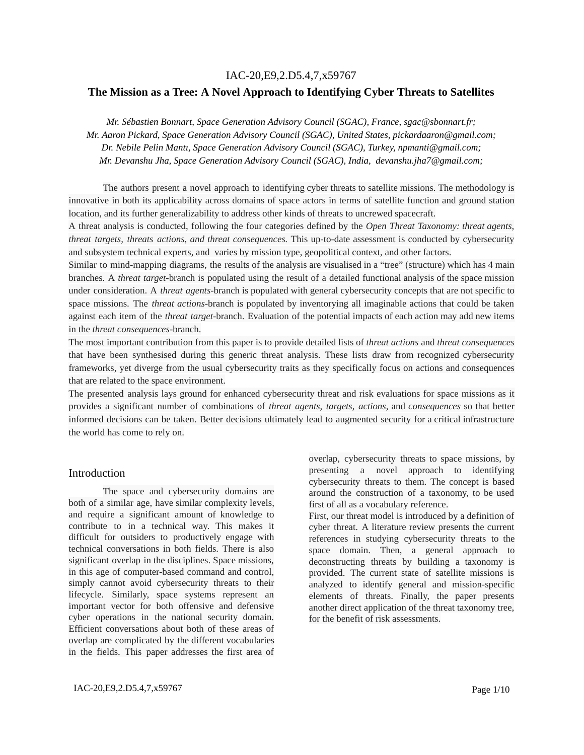IAC-20,E9,2.D5.4,7,x59767

# The Mission as a Tree: A Novel Approach to Identifying Cyber Threats to Satellites

*Mr. Sébastien Bonnart, Space Generation Advisory Council (SGAC), France, sgac@sbonnart.fr;*
*Mr. Aaron Pickard, Space Generation Advisory Council (SGAC), United States, pickardaaron@gmail.com;*
*Dr. Nebile Pelin Mantı, Space Generation Advisory Council (SGAC), Turkey, npmanti@gmail.com;*
*Mr. Devanshu Jha, Space Generation Advisory Council (SGAC), India, devanshu.jha7@gmail.com;*

The authors present a novel approach to identifying cyber threats to satellite missions. The methodology is innovative in both its applicability across domains of space actors in terms of satellite function and ground station location, and its further generalizability to address other kinds of threats to uncrewed spacecraft.

A threat analysis is conducted, following the four categories defined by the *Open Threat Taxonomy: threat agents, threat targets, threats actions, and threat consequences.* This up-to-date assessment is conducted by cybersecurity and subsystem technical experts, and varies by mission type, geopolitical context, and other factors.

Similar to mind-mapping diagrams, the results of the analysis are visualised in a "tree" (structure) which has 4 main branches. A *threat target*-branch is populated using the result of a detailed functional analysis of the space mission under consideration. A *threat agents*-branch is populated with general cybersecurity concepts that are not specific to space missions. The *threat actions*-branch is populated by inventorying all imaginable actions that could be taken against each item of the *threat target*-branch. Evaluation of the potential impacts of each action may add new items in the *threat consequences*-branch.

The most important contribution from this paper is to provide detailed lists of *threat actions* and *threat consequences* that have been synthesised during this generic threat analysis. These lists draw from recognized cybersecurity frameworks, yet diverge from the usual cybersecurity traits as they specifically focus on actions and consequences that are related to the space environment.

The presented analysis lays ground for enhanced cybersecurity threat and risk evaluations for space missions as it provides a significant number of combinations of *threat agents, targets, actions*, and *consequences* so that better informed decisions can be taken. Better decisions ultimately lead to augmented security for a critical infrastructure the world has come to rely on.

## Introduction

The space and cybersecurity domains are both of a similar age, have similar complexity levels, and require a significant amount of knowledge to contribute to in a technical way. This makes it difficult for outsiders to productively engage with technical conversations in both fields. There is also significant overlap in the disciplines. Space missions, in this age of computer-based command and control, simply cannot avoid cybersecurity threats to their lifecycle. Similarly, space systems represent an important vector for both offensive and defensive cyber operations in the national security domain. Efficient conversations about both of these areas of overlap are complicated by the different vocabularies in the fields. This paper addresses the first area of overlap, cybersecurity threats to space missions, by presenting a novel approach to identifying cybersecurity threats to them. The concept is based around the construction of a taxonomy, to be used first of all as a vocabulary reference.

First, our threat model is introduced by a definition of cyber threat. A literature review presents the current references in studying cybersecurity threats to the space domain. Then, a general approach to deconstructing threats by building a taxonomy is provided. The current state of satellite missions is analyzed to identify general and mission-specific elements of threats. Finally, the paper presents another direct application of the threat taxonomy tree, for the benefit of risk assessments.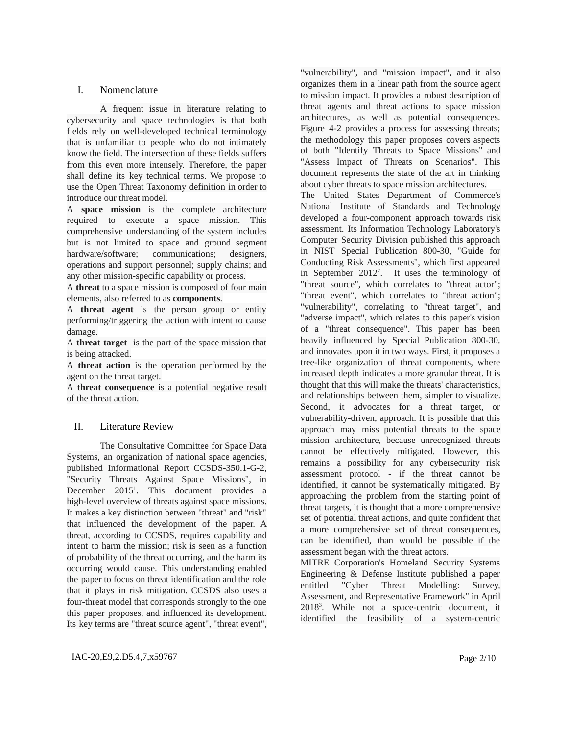## I. Nomenclature

A frequent issue in literature relating to cybersecurity and space technologies is that both fields rely on well-developed technical terminology that is unfamiliar to people who do not intimately know the field. The intersection of these fields suffers from this even more intensely. Therefore, the paper shall define its key technical terms. We propose to use the Open Threat Taxonomy definition in order to introduce our threat model.

A **space mission** is the complete architecture required to execute a space mission. This comprehensive understanding of the system includes but is not limited to space and ground segment hardware/software; communications; designers, operations and support personnel; supply chains; and any other mission-specific capability or process.

A **threat** to a space mission is composed of four main elements, also referred to as **components**.

A **threat agent** is the person group or entity performing/triggering the action with intent to cause damage.

A **threat target** is the part of the space mission that is being attacked.

A **threat action** is the operation performed by the agent on the threat target.

A **threat consequence** is a potential negative result of the threat action.

## II. Literature Review

The Consultative Committee for Space Data Systems, an organization of national space agencies, published Informational Report CCSDS-350.1-G-2, "Security Threats Against Space Missions", in December 2015[1]. This document provides a high-level overview of threats against space missions. It makes a key distinction between "threat" and "risk" that influenced the development of the paper. A threat, according to CCSDS, requires capability and intent to harm the mission; risk is seen as a function of probability of the threat occurring, and the harm its occurring would cause. This understanding enabled the paper to focus on threat identification and the role that it plays in risk mitigation. CCSDS also uses a four-threat model that corresponds strongly to the one this paper proposes, and influenced its development. Its key terms are "threat source agent", "threat event", "vulnerability", and "mission impact", and it also organizes them in a linear path from the source agent to mission impact. It provides a robust description of threat agents and threat actions to space mission architectures, as well as potential consequences. Figure 4-2 provides a process for assessing threats; the methodology this paper proposes covers aspects of both "Identify Threats to Space Missions" and "Assess Impact of Threats on Scenarios". This document represents the state of the art in thinking about cyber threats to space mission architectures.

The United States Department of Commerce's National Institute of Standards and Technology developed a four-component approach towards risk assessment. Its Information Technology Laboratory's Computer Security Division published this approach in NIST Special Publication 800-30, "Guide for Conducting Risk Assessments", which first appeared in September 2012[2]. It uses the terminology of "threat source", which correlates to "threat actor"; "threat event", which correlates to "threat action"; "vulnerability", correlating to "threat target", and "adverse impact", which relates to this paper's vision of a "threat consequence". This paper has been heavily influenced by Special Publication 800-30, and innovates upon it in two ways. First, it proposes a tree-like organization of threat components, where increased depth indicates a more granular threat. It is thought that this will make the threats' characteristics, and relationships between them, simpler to visualize. Second, it advocates for a threat target, or vulnerability-driven, approach. It is possible that this approach may miss potential threats to the space mission architecture, because unrecognized threats cannot be effectively mitigated. However, this remains a possibility for any cybersecurity risk assessment protocol - if the threat cannot be identified, it cannot be systematically mitigated. By approaching the problem from the starting point of threat targets, it is thought that a more comprehensive set of potential threat actions, and quite confident that a more comprehensive set of threat consequences, can be identified, than would be possible if the assessment began with the threat actors.

MITRE Corporation's Homeland Security Systems Engineering & Defense Institute published a paper entitled "Cyber Threat Modelling: Survey, Assessment, and Representative Framework" in April 2018[3]. While not a space-centric document, it identified the feasibility of a system-centric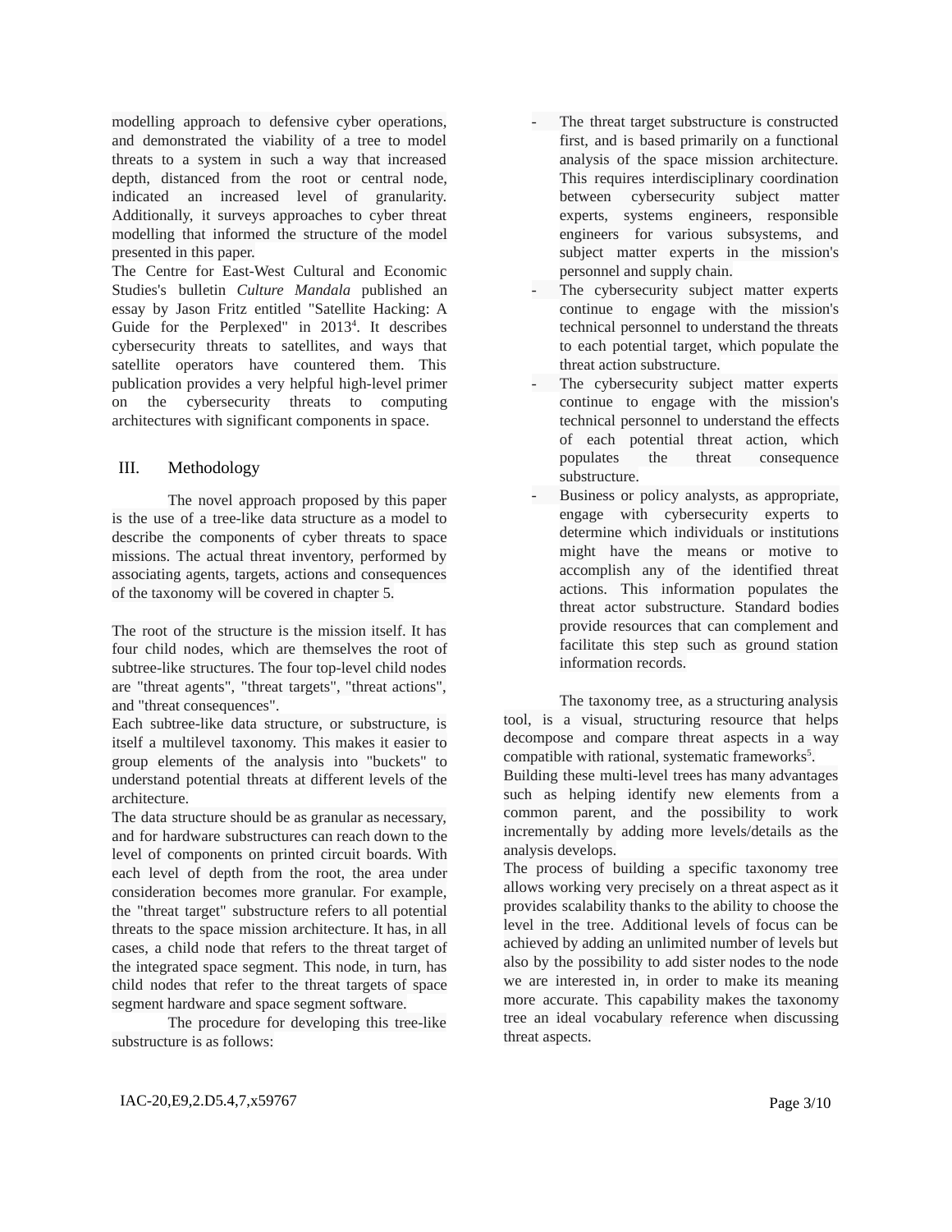modelling approach to defensive cyber operations, and demonstrated the viability of a tree to model threats to a system in such a way that increased depth, distanced from the root or central node, indicated an increased level of granularity. Additionally, it surveys approaches to cyber threat modelling that informed the structure of the model presented in this paper.

The Centre for East-West Cultural and Economic Studies's bulletin *Culture Mandala* published an essay by Jason Fritz entitled "Satellite Hacking: A Guide for the Perplexed" in 2013[4]. It describes cybersecurity threats to satellites, and ways that satellite operators have countered them. This publication provides a very helpful high-level primer on the cybersecurity threats to computing architectures with significant components in space.

## III. Methodology

The novel approach proposed by this paper is the use of a tree-like data structure as a model to describe the components of cyber threats to space missions. The actual threat inventory, performed by associating agents, targets, actions and consequences of the taxonomy will be covered in chapter 5.

The root of the structure is the mission itself. It has four child nodes, which are themselves the root of subtree-like structures. The four top-level child nodes are "threat agents", "threat targets", "threat actions", and "threat consequences".

Each subtree-like data structure, or substructure, is itself a multilevel taxonomy. This makes it easier to group elements of the analysis into "buckets" to understand potential threats at different levels of the architecture.

The data structure should be as granular as necessary, and for hardware substructures can reach down to the level of components on printed circuit boards. With each level of depth from the root, the area under consideration becomes more granular. For example, the "threat target" substructure refers to all potential threats to the space mission architecture. It has, in all cases, a child node that refers to the threat target of the integrated space segment. This node, in turn, has child nodes that refer to the threat targets of space segment hardware and space segment software.

The procedure for developing this tree-like substructure is as follows:

- The threat target substructure is constructed first, and is based primarily on a functional analysis of the space mission architecture. This requires interdisciplinary coordination between cybersecurity subject matter experts, systems engineers, responsible engineers for various subsystems, and subject matter experts in the mission's personnel and supply chain.
- The cybersecurity subject matter experts continue to engage with the mission's technical personnel to understand the threats to each potential target, which populate the threat action substructure.
- The cybersecurity subject matter experts continue to engage with the mission's technical personnel to understand the effects of each potential threat action, which populates the threat consequence substructure.
- Business or policy analysts, as appropriate, engage with cybersecurity experts to determine which individuals or institutions might have the means or motive to accomplish any of the identified threat actions. This information populates the threat actor substructure. Standard bodies provide resources that can complement and facilitate this step such as ground station information records.

The taxonomy tree, as a structuring analysis tool, is a visual, structuring resource that helps decompose and compare threat aspects in a way compatible with rational, systematic frameworks[5].

Building these multi-level trees has many advantages such as helping identify new elements from a common parent, and the possibility to work incrementally by adding more levels/details as the analysis develops.

The process of building a specific taxonomy tree allows working very precisely on a threat aspect as it provides scalability thanks to the ability to choose the level in the tree. Additional levels of focus can be achieved by adding an unlimited number of levels but also by the possibility to add sister nodes to the node we are interested in, in order to make its meaning more accurate. This capability makes the taxonomy tree an ideal vocabulary reference when discussing threat aspects.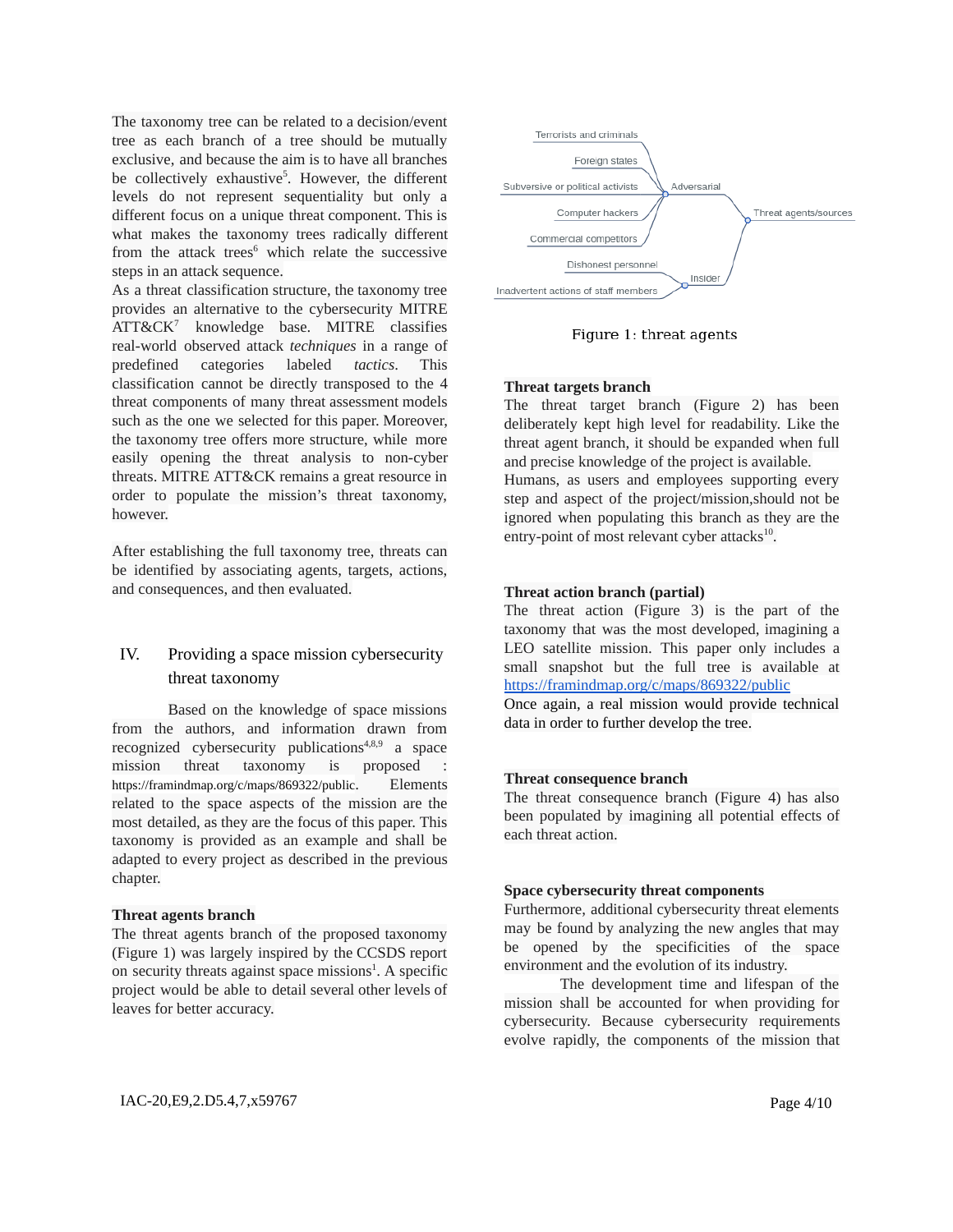The taxonomy tree can be related to a decision/event tree as each branch of a tree should be mutually exclusive, and because the aim is to have all branches be collectively exhaustive[5]. However, the different levels do not represent sequentiality but only a different focus on a unique threat component. This is what makes the taxonomy trees radically different from the attack trees[6] which relate the successive steps in an attack sequence.

As a threat classification structure, the taxonomy tree provides an alternative to the cybersecurity MITRE ATT&CK[7] knowledge base. MITRE classifies real-world observed attack *techniques* in a range of predefined categories labeled *tactics*. This classification cannot be directly transposed to the 4 threat components of many threat assessment models such as the one we selected for this paper. Moreover, the taxonomy tree offers more structure, while more easily opening the threat analysis to non-cyber threats. MITRE ATT&CK remains a great resource in order to populate the mission's threat taxonomy, however.

After establishing the full taxonomy tree, threats can be identified by associating agents, targets, actions, and consequences, and then evaluated.

## IV. Providing a space mission cybersecurity threat taxonomy

Based on the knowledge of space missions from the authors, and information drawn from recognized cybersecurity publications[4,8,9] a space mission threat taxonomy is proposed : https://framindmap.org/c/maps/869322/public. Elements related to the space aspects of the mission are the most detailed, as they are the focus of this paper. This taxonomy is provided as an example and shall be adapted to every project as described in the previous chapter.

**Threat agents branch**

The threat agents branch of the proposed taxonomy (Figure 1) was largely inspired by the CCSDS report on security threats against space missions[1]. A specific project would be able to detail several other levels of leaves for better accuracy.

Terrorists and criminals
Foreign states
Subversive or political activists
Computer hackers
Commercial competitors
Adversarial
Threat agents/sources
Dishonest personnel
Inadvertent actions of staff members
Insider

Figure 1: threat agents

**Threat targets branch**

The threat target branch (Figure 2) has been deliberately kept high level for readability. Like the threat agent branch, it should be expanded when full and precise knowledge of the project is available.

Humans, as users and employees supporting every step and aspect of the project/mission,should not be ignored when populating this branch as they are the entry-point of most relevant cyber attacks[10].

**Threat action branch (partial)**

The threat action (Figure 3) is the part of the taxonomy that was the most developed, imagining a LEO satellite mission. This paper only includes a small snapshot but the full tree is available at https://framindmap.org/c/maps/869322/public

Once again, a real mission would provide technical data in order to further develop the tree.

**Threat consequence branch**

The threat consequence branch (Figure 4) has also been populated by imagining all potential effects of each threat action.

**Space cybersecurity threat components**

Furthermore, additional cybersecurity threat elements may be found by analyzing the new angles that may be opened by the specificities of the space environment and the evolution of its industry.

The development time and lifespan of the mission shall be accounted for when providing for cybersecurity. Because cybersecurity requirements evolve rapidly, the components of the mission that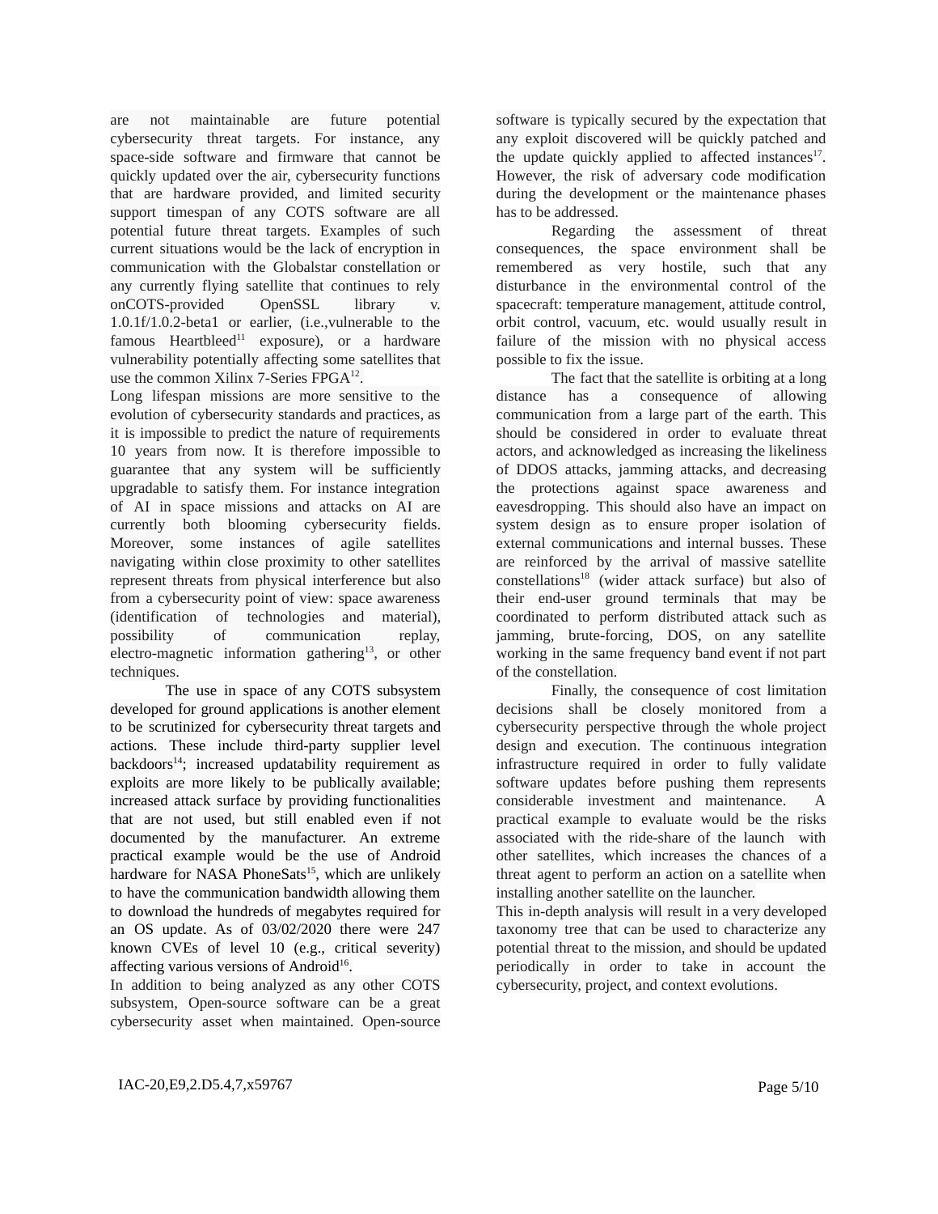are not maintainable are future potential cybersecurity threat targets. For instance, any space-side software and firmware that cannot be quickly updated over the air, cybersecurity functions that are hardware provided, and limited security support timespan of any COTS software are all potential future threat targets. Examples of such current situations would be the lack of encryption in communication with the Globalstar constellation or any currently flying satellite that continues to rely onCOTS-provided OpenSSL library v. 1.0.1f/1.0.2-beta1 or earlier, (i.e.,vulnerable to the famous Heartbleed[11] exposure), or a hardware vulnerability potentially affecting some satellites that use the common Xilinx 7-Series FPGA[12].

Long lifespan missions are more sensitive to the evolution of cybersecurity standards and practices, as it is impossible to predict the nature of requirements 10 years from now. It is therefore impossible to guarantee that any system will be sufficiently upgradable to satisfy them. For instance integration of AI in space missions and attacks on AI are currently both blooming cybersecurity fields. Moreover, some instances of agile satellites navigating within close proximity to other satellites represent threats from physical interference but also from a cybersecurity point of view: space awareness (identification of technologies and material), possibility of communication replay, electro-magnetic information gathering[13], or other techniques.

The use in space of any COTS subsystem developed for ground applications is another element to be scrutinized for cybersecurity threat targets and actions. These include third-party supplier level backdoors[14]; increased updatability requirement as exploits are more likely to be publically available; increased attack surface by providing functionalities that are not used, but still enabled even if not documented by the manufacturer. An extreme practical example would be the use of Android hardware for NASA PhoneSats[15], which are unlikely to have the communication bandwidth allowing them to download the hundreds of megabytes required for an OS update. As of 03/02/2020 there were 247 known CVEs of level 10 (e.g., critical severity) affecting various versions of Android[16].

In addition to being analyzed as any other COTS subsystem, Open-source software can be a great cybersecurity asset when maintained. Open-source software is typically secured by the expectation that any exploit discovered will be quickly patched and the update quickly applied to affected instances[17]. However, the risk of adversary code modification during the development or the maintenance phases has to be addressed.

Regarding the assessment of threat consequences, the space environment shall be remembered as very hostile, such that any disturbance in the environmental control of the spacecraft: temperature management, attitude control, orbit control, vacuum, etc. would usually result in failure of the mission with no physical access possible to fix the issue.

The fact that the satellite is orbiting at a long distance has a consequence of allowing communication from a large part of the earth. This should be considered in order to evaluate threat actors, and acknowledged as increasing the likeliness of DDOS attacks, jamming attacks, and decreasing the protections against space awareness and eavesdropping. This should also have an impact on system design as to ensure proper isolation of external communications and internal busses. These are reinforced by the arrival of massive satellite constellations[18] (wider attack surface) but also of their end-user ground terminals that may be coordinated to perform distributed attack such as jamming, brute-forcing, DOS, on any satellite working in the same frequency band event if not part of the constellation.

Finally, the consequence of cost limitation decisions shall be closely monitored from a cybersecurity perspective through the whole project design and execution. The continuous integration infrastructure required in order to fully validate software updates before pushing them represents considerable investment and maintenance. A practical example to evaluate would be the risks associated with the ride-share of the launch with other satellites, which increases the chances of a threat agent to perform an action on a satellite when installing another satellite on the launcher.

This in-depth analysis will result in a very developed taxonomy tree that can be used to characterize any potential threat to the mission, and should be updated periodically in order to take in account the cybersecurity, project, and context evolutions.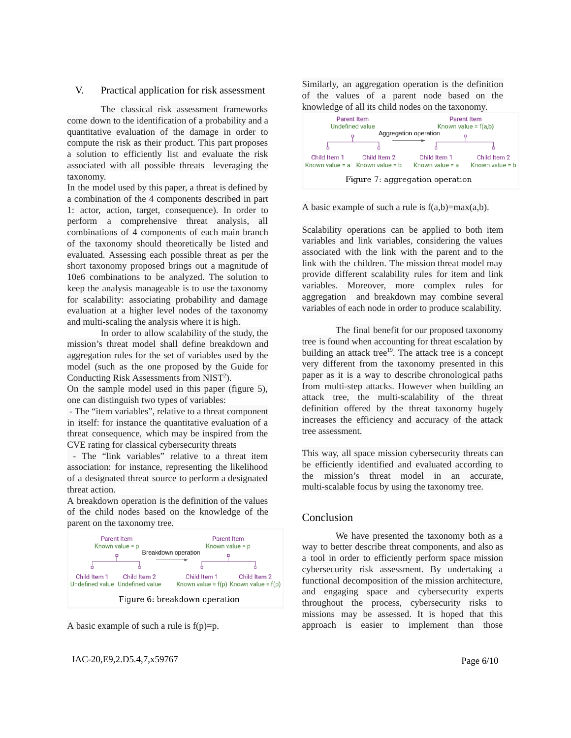## V. Practical application for risk assessment

The classical risk assessment frameworks come down to the identification of a probability and a quantitative evaluation of the damage in order to compute the risk as their product. This part proposes a solution to efficiently list and evaluate the risk associated with all possible threats leveraging the taxonomy.

In the model used by this paper, a threat is defined by a combination of the 4 components described in part 1: actor, action, target, consequence). In order to perform a comprehensive threat analysis, all combinations of 4 components of each main branch of the taxonomy should theoretically be listed and evaluated. Assessing each possible threat as per the short taxonomy proposed brings out a magnitude of 10e6 combinations to be analyzed. The solution to keep the analysis manageable is to use the taxonomy for scalability: associating probability and damage evaluation at a higher level nodes of the taxonomy and multi-scaling the analysis where it is high.

In order to allow scalability of the study, the mission's threat model shall define breakdown and aggregation rules for the set of variables used by the model (such as the one proposed by the Guide for Conducting Risk Assessments from NIST[2]).

On the sample model used in this paper (figure 5), one can distinguish two types of variables:

- The "item variables", relative to a threat component in itself: for instance the quantitative evaluation of a threat consequence, which may be inspired from the CVE rating for classical cybersecurity threats
- The "link variables" relative to a threat item association: for instance, representing the likelihood of a designated threat source to perform a designated threat action.

A breakdown operation is the definition of the values of the child nodes based on the knowledge of the parent on the taxonomy tree.

Figure 6: breakdown operation

A basic example of such a rule is f(p)=p.

Similarly, an aggregation operation is the definition of the values of a parent node based on the knowledge of all its child nodes on the taxonomy.

Figure 7: aggregation operation

A basic example of such a rule is f(a,b)=max(a,b).

Scalability operations can be applied to both item variables and link variables, considering the values associated with the link with the parent and to the link with the children. The mission threat model may provide different scalability rules for item and link variables. Moreover, more complex rules for aggregation and breakdown may combine several variables of each node in order to produce scalability.

The final benefit for our proposed taxonomy tree is found when accounting for threat escalation by building an attack tree[19]. The attack tree is a concept very different from the taxonomy presented in this paper as it is a way to describe chronological paths from multi-step attacks. However when building an attack tree, the multi-scalability of the threat definition offered by the threat taxonomy hugely increases the efficiency and accuracy of the attack tree assessment.

This way, all space mission cybersecurity threats can be efficiently identified and evaluated according to the mission's threat model in an accurate, multi-scalable focus by using the taxonomy tree.

## Conclusion

We have presented the taxonomy both as a way to better describe threat components, and also as a tool in order to efficiently perform space mission cybersecurity risk assessment. By undertaking a functional decomposition of the mission architecture, and engaging space and cybersecurity experts throughout the process, cybersecurity risks to missions may be assessed. It is hoped that this approach is easier to implement than those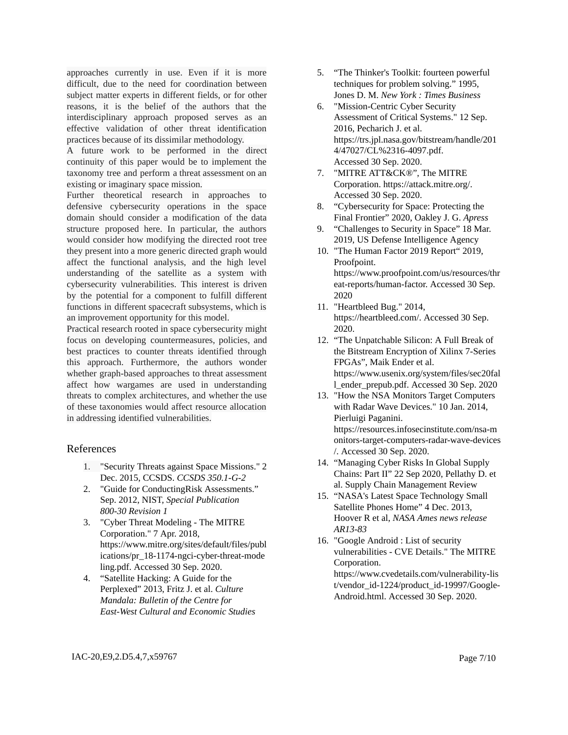approaches currently in use. Even if it is more difficult, due to the need for coordination between subject matter experts in different fields, or for other reasons, it is the belief of the authors that the interdisciplinary approach proposed serves as an effective validation of other threat identification practices because of its dissimilar methodology.

A future work to be performed in the direct continuity of this paper would be to implement the taxonomy tree and perform a threat assessment on an existing or imaginary space mission.

Further theoretical research in approaches to defensive cybersecurity operations in the space domain should consider a modification of the data structure proposed here. In particular, the authors would consider how modifying the directed root tree they present into a more generic directed graph would affect the functional analysis, and the high level understanding of the satellite as a system with cybersecurity vulnerabilities. This interest is driven by the potential for a component to fulfill different functions in different spacecraft subsystems, which is an improvement opportunity for this model.

Practical research rooted in space cybersecurity might focus on developing countermeasures, policies, and best practices to counter threats identified through this approach. Furthermore, the authors wonder whether graph-based approaches to threat assessment affect how wargames are used in understanding threats to complex architectures, and whether the use of these taxonomies would affect resource allocation in addressing identified vulnerabilities.

## References

1. "Security Threats against Space Missions." 2 Dec. 2015, CCSDS. *CCSDS 350.1-G-2*
2. "Guide for ConductingRisk Assessments." Sep. 2012, NIST, *Special Publication 800-30 Revision 1*
3. "Cyber Threat Modeling - The MITRE Corporation." 7 Apr. 2018, https://www.mitre.org/sites/default/files/publications/pr_18-1174-ngci-cyber-threat-modeling.pdf. Accessed 30 Sep. 2020.
4. "Satellite Hacking: A Guide for the Perplexed" 2013, Fritz J. et al. *Culture Mandala: Bulletin of the Centre for East-West Cultural and Economic Studies*
5. "The Thinker's Toolkit: fourteen powerful techniques for problem solving." 1995, Jones D. M. *New York : Times Business*
6. "Mission-Centric Cyber Security Assessment of Critical Systems." 12 Sep. 2016, Pecharich J. et al. https://trs.jpl.nasa.gov/bitstream/handle/2014/47027/CL%2316-4097.pdf. Accessed 30 Sep. 2020.
7. "MITRE ATT&CK®", The MITRE Corporation. https://attack.mitre.org/. Accessed 30 Sep. 2020.
8. "Cybersecurity for Space: Protecting the Final Frontier" 2020, Oakley J. G. *Apress*
9. "Challenges to Security in Space" 18 Mar. 2019, US Defense Intelligence Agency
10. "The Human Factor 2019 Report" 2019, Proofpoint. https://www.proofpoint.com/us/resources/threat-reports/human-factor. Accessed 30 Sep. 2020
11. "Heartbleed Bug." 2014, https://heartbleed.com/. Accessed 30 Sep. 2020.
12. "The Unpatchable Silicon: A Full Break of the Bitstream Encryption of Xilinx 7-Series FPGAs", Maik Ender et al. https://www.usenix.org/system/files/sec20fall_ender_prepub.pdf. Accessed 30 Sep. 2020
13. "How the NSA Monitors Target Computers with Radar Wave Devices." 10 Jan. 2014, Pierluigi Paganini. https://resources.infosecinstitute.com/nsa-monitors-target-computers-radar-wave-devices/. Accessed 30 Sep. 2020.
14. "Managing Cyber Risks In Global Supply Chains: Part II" 22 Sep 2020, Pellathy D. et al. Supply Chain Management Review
15. "NASA's Latest Space Technology Small Satellite Phones Home" 4 Dec. 2013, Hoover R et al, *NASA Ames news release AR13-83*
16. "Google Android : List of security vulnerabilities - CVE Details." The MITRE Corporation. https://www.cvedetails.com/vulnerability-list/vendor_id-1224/product_id-19997/Google-Android.html. Accessed 30 Sep. 2020.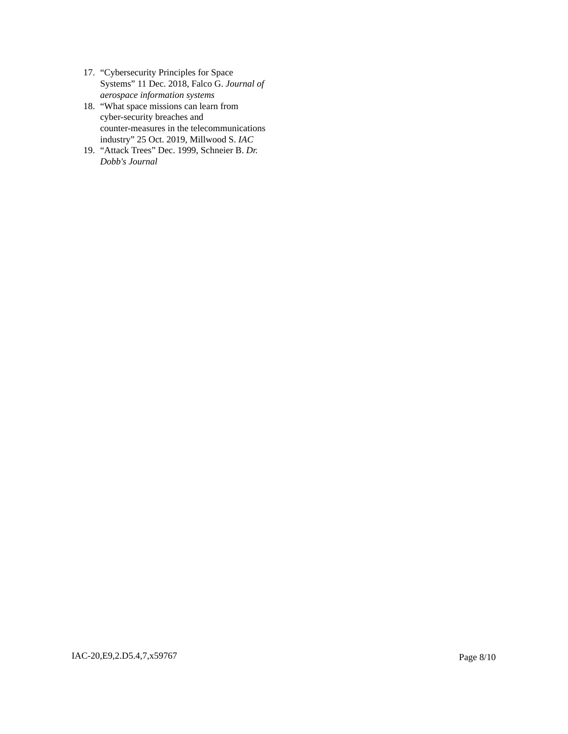17. “Cybersecurity Principles for Space Systems” 11 Dec. 2018, Falco G. *Journal of aerospace information systems*
18. “What space missions can learn from cyber-security breaches and counter-measures in the telecommunications industry” 25 Oct. 2019, Millwood S. *IAC*
19. “Attack Trees” Dec. 1999, Schneier B. *Dr. Dobb's Journal*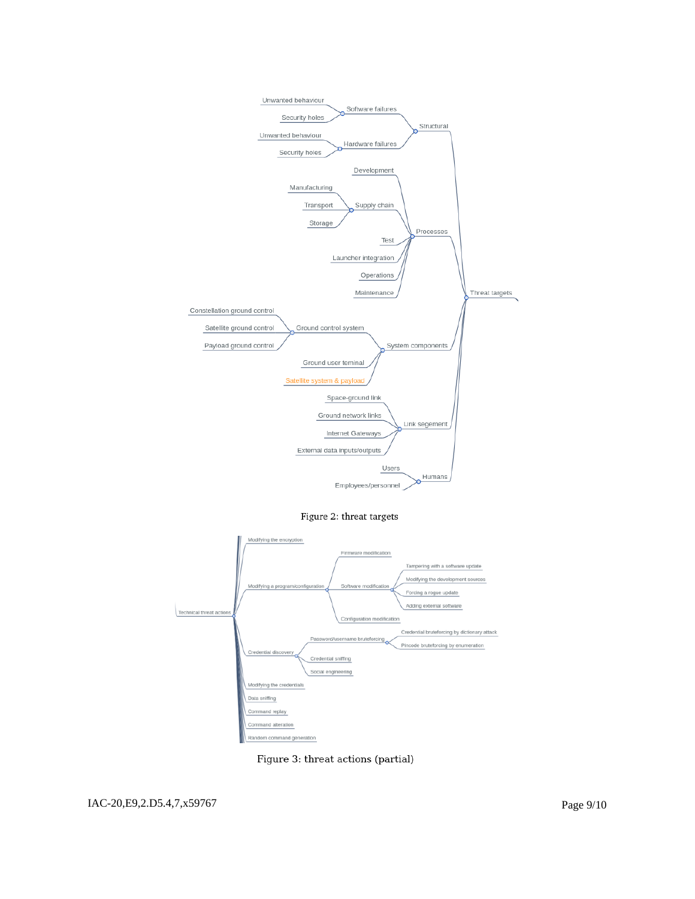Figure 2: threat targets

Figure 3: threat actions (partial)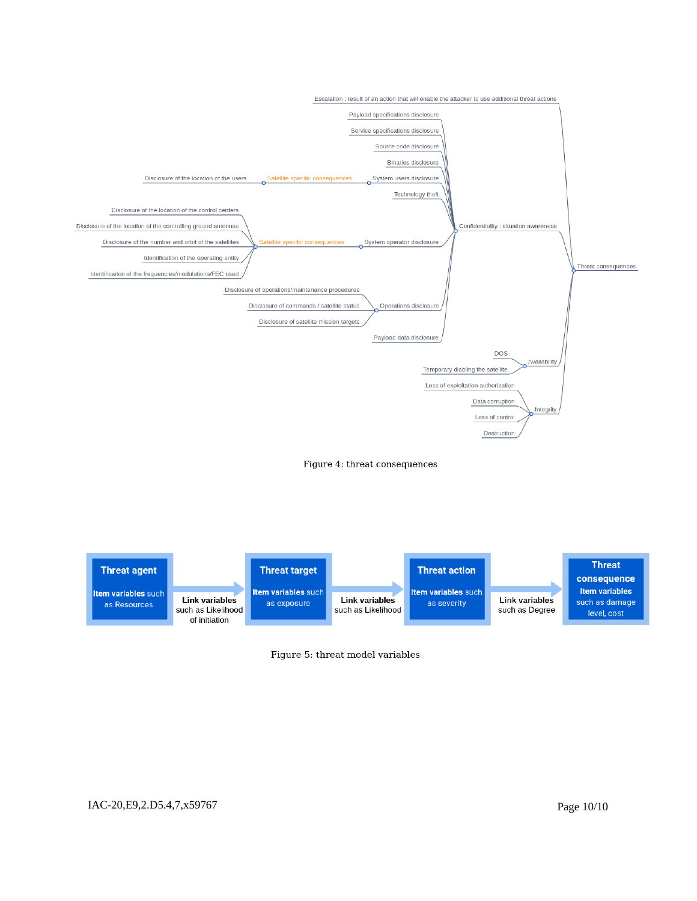Escalation : result of an action that will enable the attacker to use additional threat actions

Payload specifications disclosure

Service specifications disclosure

Source code disclosure

Binaries disclosure

Disclosure of the location of the users

Satellite specific consequences

System users disclosure

Technology theft

Disclosure of the location of the control centers

Disclosure of the location of the controlling ground antennas

Disclosure of the number and orbit of the satellites

Satellite specific consequences

System operator disclosure

Confidentiality : situation awareness

Identification of the operating entity

Identificaiton of the frequencies/modulations/FEC used

Threat consequences

Disclosure of operations/maintenance procedures

Disclosure of commands / satellite status

Operations disclosure

Disclosure of satellite mission targets

Payload data disclosure

DOS

Availability

Temporary diabling the satellite

Loss of exploitation authorization

Data corruption

Integrity

Loss of control

Destruction

Figure 4: threat consequences

**Threat agent**

**Item variables** such as Resources

**Link variables** such as Likelihood of initiation

**Threat target**

**Item variables** such as exposure

**Link variables** such as Likelihood

**Threat action**

**Item variables** such as severity

**Link variables** such as Degree

**Threat consequence**

**Item variables** such as damage level, cost

Figure 5: threat model variables

IAC-20,E9,2.D5.4,7,x59767